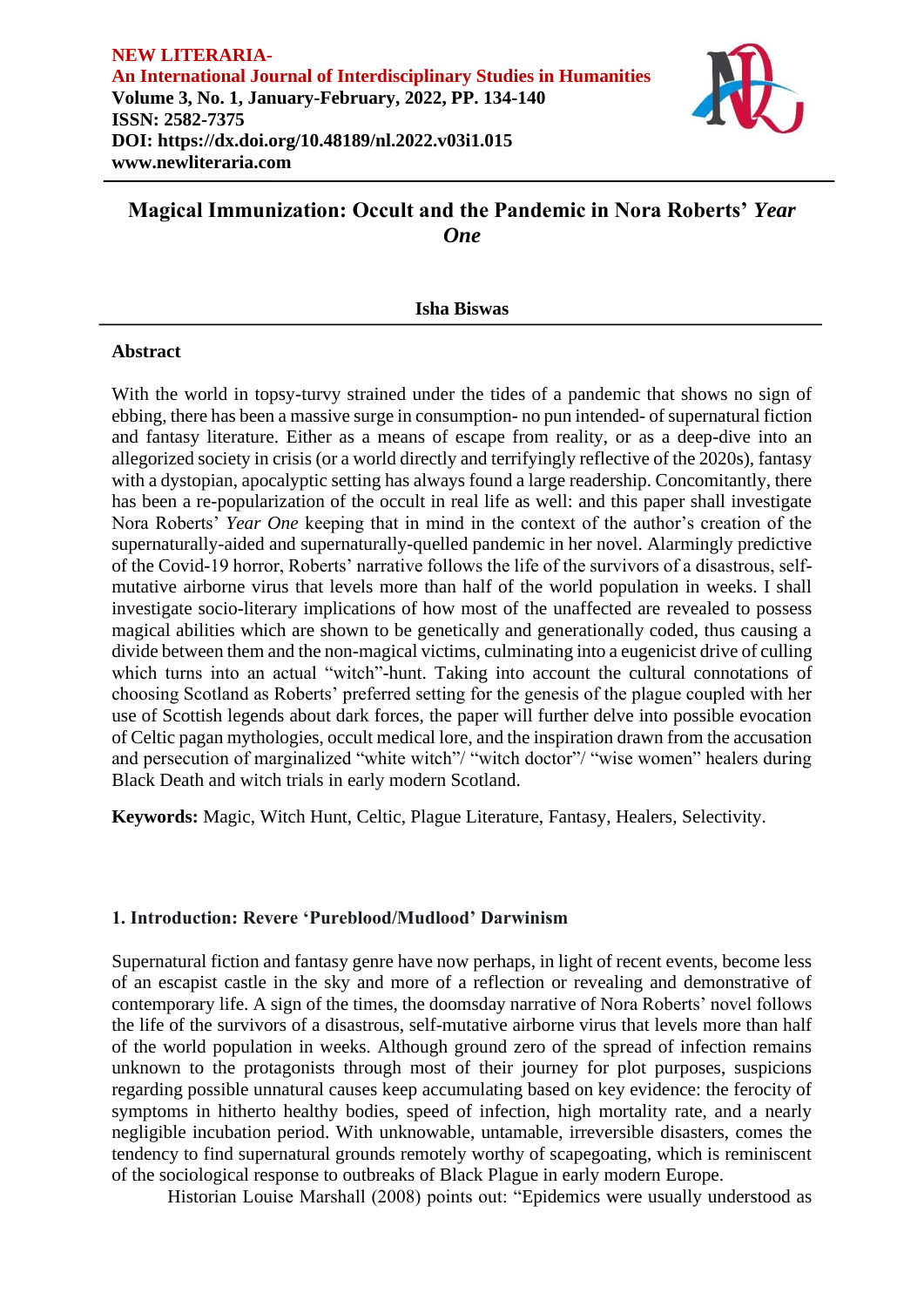**NEW LITERARIA-**
**An International Journal of Interdisciplinary Studies in Humanities**
**Volume 3, No. 1, January-February, 2022, PP. 134-140**
**ISSN: 2582-7375**
**DOI: https://dx.doi.org/10.48189/nl.2022.v03i1.015**
**www.newliteraria.com**

# Magical Immunization: Occult and the Pandemic in Nora Roberts' *Year One*

**Isha Biswas**

## Abstract

With the world in topsy-turvy strained under the tides of a pandemic that shows no sign of ebbing, there has been a massive surge in consumption- no pun intended- of supernatural fiction and fantasy literature. Either as a means of escape from reality, or as a deep-dive into an allegorized society in crisis (or a world directly and terrifyingly reflective of the 2020s), fantasy with a dystopian, apocalyptic setting has always found a large readership. Concomitantly, there has been a re-popularization of the occult in real life as well: and this paper shall investigate Nora Roberts' *Year One* keeping that in mind in the context of the author's creation of the supernaturally-aided and supernaturally-quelled pandemic in her novel. Alarmingly predictive of the Covid-19 horror, Roberts' narrative follows the life of the survivors of a disastrous, self-mutative airborne virus that levels more than half of the world population in weeks. I shall investigate socio-literary implications of how most of the unaffected are revealed to possess magical abilities which are shown to be genetically and generationally coded, thus causing a divide between them and the non-magical victims, culminating into a eugenicist drive of culling which turns into an actual "witch"-hunt. Taking into account the cultural connotations of choosing Scotland as Roberts' preferred setting for the genesis of the plague coupled with her use of Scottish legends about dark forces, the paper will further delve into possible evocation of Celtic pagan mythologies, occult medical lore, and the inspiration drawn from the accusation and persecution of marginalized "white witch"/ "witch doctor"/ "wise women" healers during Black Death and witch trials in early modern Scotland.

**Keywords:** Magic, Witch Hunt, Celtic, Plague Literature, Fantasy, Healers, Selectivity.

## 1. Introduction: Revere 'Pureblood/Mudlood' Darwinism

Supernatural fiction and fantasy genre have now perhaps, in light of recent events, become less of an escapist castle in the sky and more of a reflection or revealing and demonstrative of contemporary life. A sign of the times, the doomsday narrative of Nora Roberts' novel follows the life of the survivors of a disastrous, self-mutative airborne virus that levels more than half of the world population in weeks. Although ground zero of the spread of infection remains unknown to the protagonists through most of their journey for plot purposes, suspicions regarding possible unnatural causes keep accumulating based on key evidence: the ferocity of symptoms in hitherto healthy bodies, speed of infection, high mortality rate, and a nearly negligible incubation period. With unknowable, untamable, irreversible disasters, comes the tendency to find supernatural grounds remotely worthy of scapegoating, which is reminiscent of the sociological response to outbreaks of Black Plague in early modern Europe.

Historian Louise Marshall (2008) points out: "Epidemics were usually understood as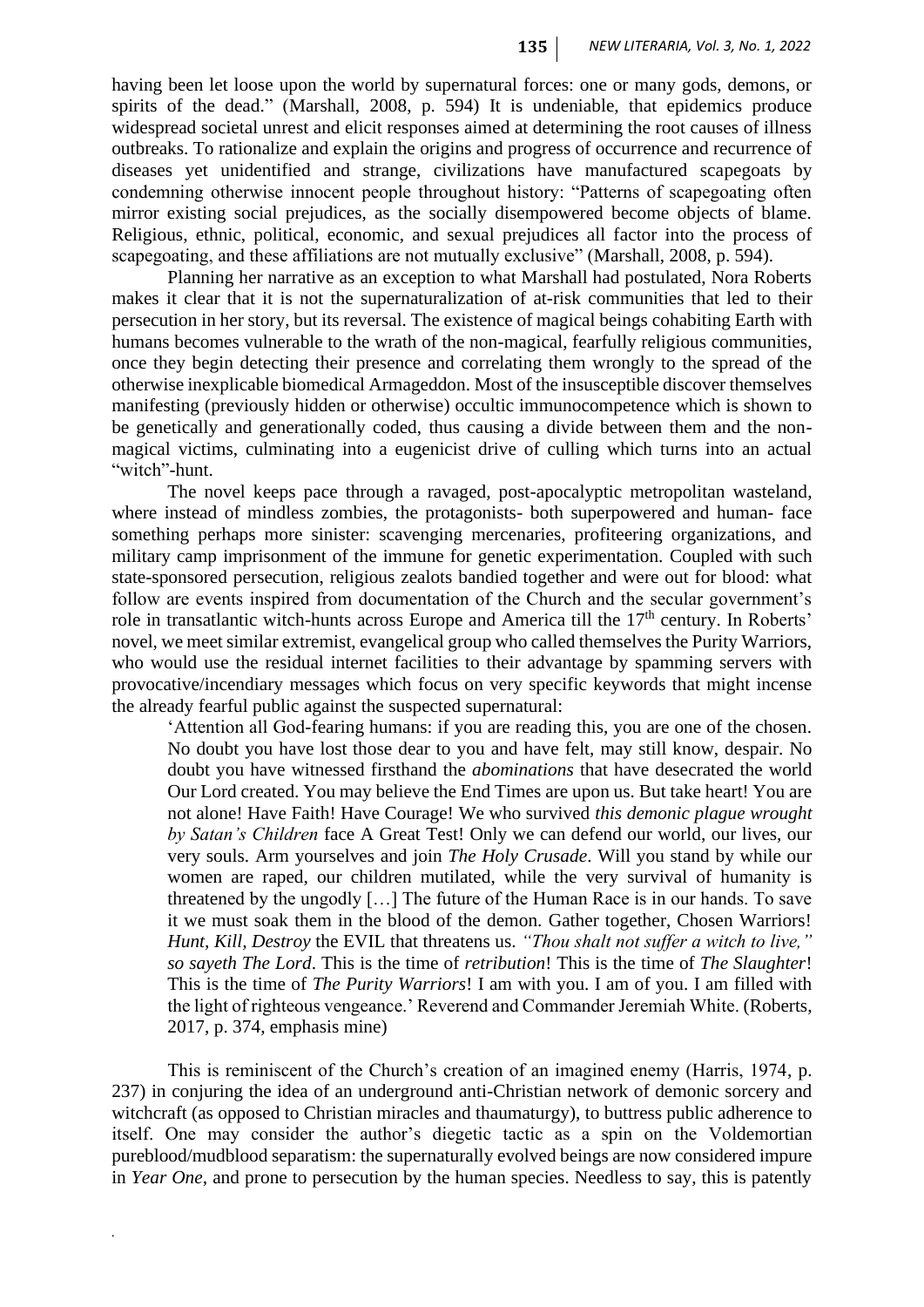having been let loose upon the world by supernatural forces: one or many gods, demons, or spirits of the dead." (Marshall, 2008, p. 594) It is undeniable, that epidemics produce widespread societal unrest and elicit responses aimed at determining the root causes of illness outbreaks. To rationalize and explain the origins and progress of occurrence and recurrence of diseases yet unidentified and strange, civilizations have manufactured scapegoats by condemning otherwise innocent people throughout history: "Patterns of scapegoating often mirror existing social prejudices, as the socially disempowered become objects of blame. Religious, ethnic, political, economic, and sexual prejudices all factor into the process of scapegoating, and these affiliations are not mutually exclusive" (Marshall, 2008, p. 594).

Planning her narrative as an exception to what Marshall had postulated, Nora Roberts makes it clear that it is not the supernaturalization of at-risk communities that led to their persecution in her story, but its reversal. The existence of magical beings cohabiting Earth with humans becomes vulnerable to the wrath of the non-magical, fearfully religious communities, once they begin detecting their presence and correlating them wrongly to the spread of the otherwise inexplicable biomedical Armageddon. Most of the insusceptible discover themselves manifesting (previously hidden or otherwise) occultic immunocompetence which is shown to be genetically and generationally coded, thus causing a divide between them and the non-magical victims, culminating into a eugenicist drive of culling which turns into an actual "witch"-hunt.

The novel keeps pace through a ravaged, post-apocalyptic metropolitan wasteland, where instead of mindless zombies, the protagonists- both superpowered and human- face something perhaps more sinister: scavenging mercenaries, profiteering organizations, and military camp imprisonment of the immune for genetic experimentation. Coupled with such state-sponsored persecution, religious zealots bandied together and were out for blood: what follow are events inspired from documentation of the Church and the secular government's role in transatlantic witch-hunts across Europe and America till the 17th century. In Roberts' novel, we meet similar extremist, evangelical group who called themselves the Purity Warriors, who would use the residual internet facilities to their advantage by spamming servers with provocative/incendiary messages which focus on very specific keywords that might incense the already fearful public against the suspected supernatural:

> 'Attention all God-fearing humans: if you are reading this, you are one of the chosen. No doubt you have lost those dear to you and have felt, may still know, despair. No doubt you have witnessed firsthand the *abominations* that have desecrated the world Our Lord created. You may believe the End Times are upon us. But take heart! You are not alone! Have Faith! Have Courage! We who survived *this demonic plague wrought by Satan's Children* face A Great Test! Only we can defend our world, our lives, our very souls. Arm yourselves and join *The Holy Crusade*. Will you stand by while our women are raped, our children mutilated, while the very survival of humanity is threatened by the ungodly […] The future of the Human Race is in our hands. To save it we must soak them in the blood of the demon. Gather together, Chosen Warriors! *Hunt, Kill, Destroy* the EVIL that threatens us. *"Thou shalt not suffer a witch to live," so sayeth The Lord*. This is the time of *retribution*! This is the time of *The Slaughter*! This is the time of *The Purity Warriors*! I am with you. I am of you. I am filled with the light of righteous vengeance.' Reverend and Commander Jeremiah White. (Roberts, 2017, p. 374, emphasis mine)

This is reminiscent of the Church's creation of an imagined enemy (Harris, 1974, p. 237) in conjuring the idea of an underground anti-Christian network of demonic sorcery and witchcraft (as opposed to Christian miracles and thaumaturgy), to buttress public adherence to itself. One may consider the author's diegetic tactic as a spin on the Voldemortian pureblood/mudblood separatism: the supernaturally evolved beings are now considered impure in *Year One*, and prone to persecution by the human species. Needless to say, this is patently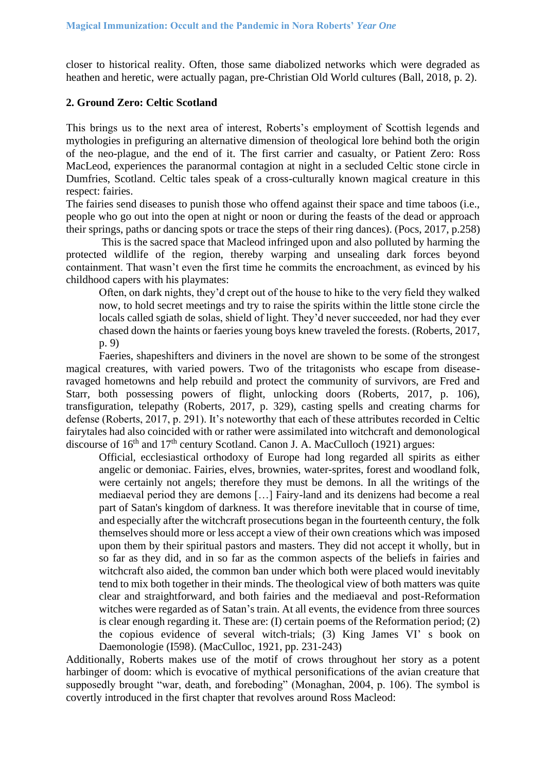closer to historical reality. Often, those same diabolized networks which were degraded as heathen and heretic, were actually pagan, pre-Christian Old World cultures (Ball, 2018, p. 2).

## 2. Ground Zero: Celtic Scotland

This brings us to the next area of interest, Roberts's employment of Scottish legends and mythologies in prefiguring an alternative dimension of theological lore behind both the origin of the neo-plague, and the end of it. The first carrier and casualty, or Patient Zero: Ross MacLeod, experiences the paranormal contagion at night in a secluded Celtic stone circle in Dumfries, Scotland. Celtic tales speak of a cross-culturally known magical creature in this respect: fairies.

The fairies send diseases to punish those who offend against their space and time taboos (i.e., people who go out into the open at night or noon or during the feasts of the dead or approach their springs, paths or dancing spots or trace the steps of their ring dances). (Pocs, 2017, p.258)

This is the sacred space that Macleod infringed upon and also polluted by harming the protected wildlife of the region, thereby warping and unsealing dark forces beyond containment. That wasn't even the first time he commits the encroachment, as evinced by his childhood capers with his playmates:

> Often, on dark nights, they'd crept out of the house to hike to the very field they walked now, to hold secret meetings and try to raise the spirits within the little stone circle the locals called sgiath de solas, shield of light. They'd never succeeded, nor had they ever chased down the haints or faeries young boys knew traveled the forests. (Roberts, 2017, p. 9)

Faeries, shapeshifters and diviners in the novel are shown to be some of the strongest magical creatures, with varied powers. Two of the tritagonists who escape from disease-ravaged hometowns and help rebuild and protect the community of survivors, are Fred and Starr, both possessing powers of flight, unlocking doors (Roberts, 2017, p. 106), transfiguration, telepathy (Roberts, 2017, p. 329), casting spells and creating charms for defense (Roberts, 2017, p. 291). It's noteworthy that each of these attributes recorded in Celtic fairytales had also coincided with or rather were assimilated into witchcraft and demonological discourse of 16th and 17th century Scotland. Canon J. A. MacCulloch (1921) argues:

> Official, ecclesiastical orthodoxy of Europe had long regarded all spirits as either angelic or demoniac. Fairies, elves, brownies, water-sprites, forest and woodland folk, were certainly not angels; therefore they must be demons. In all the writings of the mediaeval period they are demons […] Fairy-land and its denizens had become a real part of Satan's kingdom of darkness. It was therefore inevitable that in course of time, and especially after the witchcraft prosecutions began in the fourteenth century, the folk themselves should more or less accept a view of their own creations which was imposed upon them by their spiritual pastors and masters. They did not accept it wholly, but in so far as they did, and in so far as the common aspects of the beliefs in fairies and witchcraft also aided, the common ban under which both were placed would inevitably tend to mix both together in their minds. The theological view of both matters was quite clear and straightforward, and both fairies and the mediaeval and post-Reformation witches were regarded as of Satan's train. At all events, the evidence from three sources is clear enough regarding it. These are: (I) certain poems of the Reformation period; (2) the copious evidence of several witch-trials; (3) King James VI' s book on Daemonologie (I598). (MacCulloc, 1921, pp. 231-243)

Additionally, Roberts makes use of the motif of crows throughout her story as a potent harbinger of doom: which is evocative of mythical personifications of the avian creature that supposedly brought "war, death, and foreboding" (Monaghan, 2004, p. 106). The symbol is covertly introduced in the first chapter that revolves around Ross Macleod: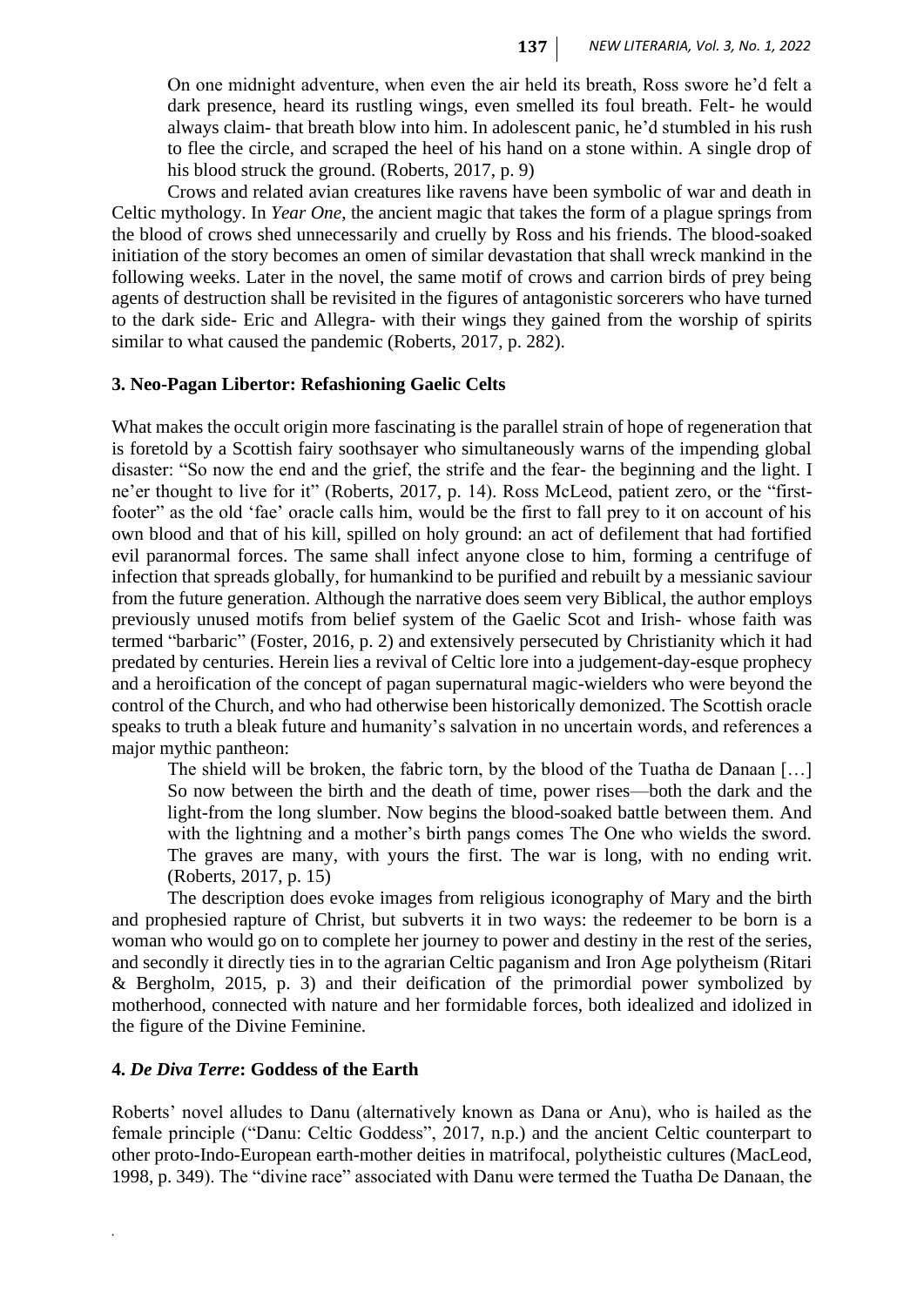> On one midnight adventure, when even the air held its breath, Ross swore he'd felt a dark presence, heard its rustling wings, even smelled its foul breath. Felt- he would always claim- that breath blow into him. In adolescent panic, he'd stumbled in his rush to flee the circle, and scraped the heel of his hand on a stone within. A single drop of his blood struck the ground. (Roberts, 2017, p. 9)

Crows and related avian creatures like ravens have been symbolic of war and death in Celtic mythology. In *Year One*, the ancient magic that takes the form of a plague springs from the blood of crows shed unnecessarily and cruelly by Ross and his friends. The blood-soaked initiation of the story becomes an omen of similar devastation that shall wreck mankind in the following weeks. Later in the novel, the same motif of crows and carrion birds of prey being agents of destruction shall be revisited in the figures of antagonistic sorcerers who have turned to the dark side- Eric and Allegra- with their wings they gained from the worship of spirits similar to what caused the pandemic (Roberts, 2017, p. 282).

## 3. Neo-Pagan Libertor: Refashioning Gaelic Celts

What makes the occult origin more fascinating is the parallel strain of hope of regeneration that is foretold by a Scottish fairy soothsayer who simultaneously warns of the impending global disaster: "So now the end and the grief, the strife and the fear- the beginning and the light. I ne'er thought to live for it" (Roberts, 2017, p. 14). Ross McLeod, patient zero, or the "first-footer" as the old 'fae' oracle calls him, would be the first to fall prey to it on account of his own blood and that of his kill, spilled on holy ground: an act of defilement that had fortified evil paranormal forces. The same shall infect anyone close to him, forming a centrifuge of infection that spreads globally, for humankind to be purified and rebuilt by a messianic saviour from the future generation. Although the narrative does seem very Biblical, the author employs previously unused motifs from belief system of the Gaelic Scot and Irish- whose faith was termed "barbaric" (Foster, 2016, p. 2) and extensively persecuted by Christianity which it had predated by centuries. Herein lies a revival of Celtic lore into a judgement-day-esque prophecy and a heroification of the concept of pagan supernatural magic-wielders who were beyond the control of the Church, and who had otherwise been historically demonized. The Scottish oracle speaks to truth a bleak future and humanity's salvation in no uncertain words, and references a major mythic pantheon:

> The shield will be broken, the fabric torn, by the blood of the Tuatha de Danaan […] So now between the birth and the death of time, power rises—both the dark and the light-from the long slumber. Now begins the blood-soaked battle between them. And with the lightning and a mother's birth pangs comes The One who wields the sword. The graves are many, with yours the first. The war is long, with no ending writ. (Roberts, 2017, p. 15)

The description does evoke images from religious iconography of Mary and the birth and prophesied rapture of Christ, but subverts it in two ways: the redeemer to be born is a woman who would go on to complete her journey to power and destiny in the rest of the series, and secondly it directly ties in to the agrarian Celtic paganism and Iron Age polytheism (Ritari & Bergholm, 2015, p. 3) and their deification of the primordial power symbolized by motherhood, connected with nature and her formidable forces, both idealized and idolized in the figure of the Divine Feminine.

## 4. *De Diva Terre*: Goddess of the Earth

Roberts' novel alludes to Danu (alternatively known as Dana or Anu), who is hailed as the female principle ("Danu: Celtic Goddess", 2017, n.p.) and the ancient Celtic counterpart to other proto-Indo-European earth-mother deities in matrifocal, polytheistic cultures (MacLeod, 1998, p. 349). The "divine race" associated with Danu were termed the Tuatha De Danaan, the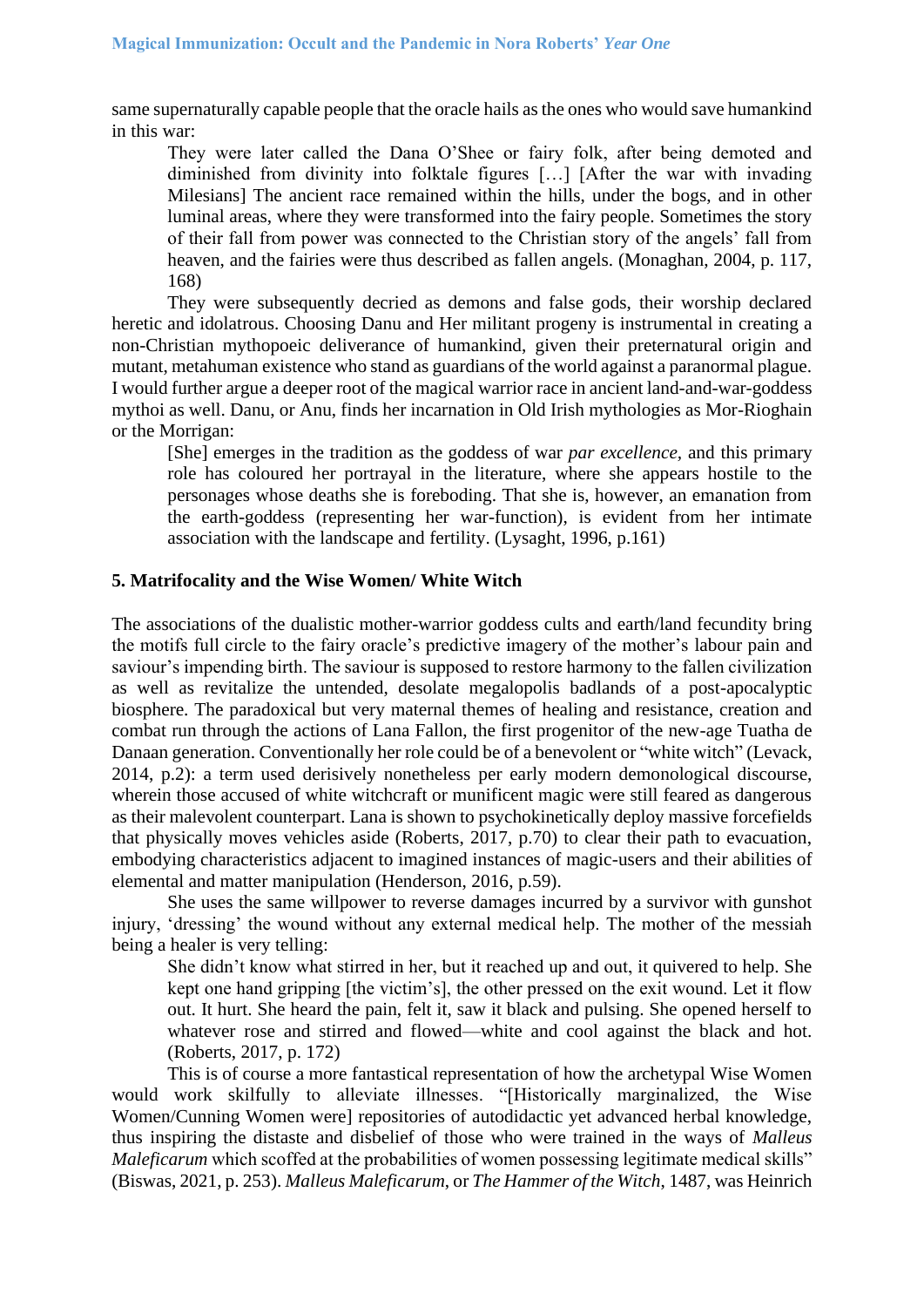same supernaturally capable people that the oracle hails as the ones who would save humankind in this war:

> They were later called the Dana O'Shee or fairy folk, after being demoted and diminished from divinity into folktale figures […] [After the war with invading Milesians] The ancient race remained within the hills, under the bogs, and in other luminal areas, where they were transformed into the fairy people. Sometimes the story of their fall from power was connected to the Christian story of the angels' fall from heaven, and the fairies were thus described as fallen angels. (Monaghan, 2004, p. 117, 168)

They were subsequently decried as demons and false gods, their worship declared heretic and idolatrous. Choosing Danu and Her militant progeny is instrumental in creating a non-Christian mythopoeic deliverance of humankind, given their preternatural origin and mutant, metahuman existence who stand as guardians of the world against a paranormal plague. I would further argue a deeper root of the magical warrior race in ancient land-and-war-goddess mythoi as well. Danu, or Anu, finds her incarnation in Old Irish mythologies as Mor-Rioghain or the Morrigan:

> [She] emerges in the tradition as the goddess of war *par excellence,* and this primary role has coloured her portrayal in the literature, where she appears hostile to the personages whose deaths she is foreboding. That she is, however, an emanation from the earth-goddess (representing her war-function), is evident from her intimate association with the landscape and fertility. (Lysaght, 1996, p.161)

## 5. Matrifocality and the Wise Women/ White Witch

The associations of the dualistic mother-warrior goddess cults and earth/land fecundity bring the motifs full circle to the fairy oracle's predictive imagery of the mother's labour pain and saviour's impending birth. The saviour is supposed to restore harmony to the fallen civilization as well as revitalize the untended, desolate megalopolis badlands of a post-apocalyptic biosphere. The paradoxical but very maternal themes of healing and resistance, creation and combat run through the actions of Lana Fallon, the first progenitor of the new-age Tuatha de Danaan generation. Conventionally her role could be of a benevolent or "white witch" (Levack, 2014, p.2): a term used derisively nonetheless per early modern demonological discourse, wherein those accused of white witchcraft or munificent magic were still feared as dangerous as their malevolent counterpart. Lana is shown to psychokinetically deploy massive forcefields that physically moves vehicles aside (Roberts, 2017, p.70) to clear their path to evacuation, embodying characteristics adjacent to imagined instances of magic-users and their abilities of elemental and matter manipulation (Henderson, 2016, p.59).

She uses the same willpower to reverse damages incurred by a survivor with gunshot injury, 'dressing' the wound without any external medical help. The mother of the messiah being a healer is very telling:

> She didn't know what stirred in her, but it reached up and out, it quivered to help. She kept one hand gripping [the victim's], the other pressed on the exit wound. Let it flow out. It hurt. She heard the pain, felt it, saw it black and pulsing. She opened herself to whatever rose and stirred and flowed—white and cool against the black and hot. (Roberts, 2017, p. 172)

This is of course a more fantastical representation of how the archetypal Wise Women would work skilfully to alleviate illnesses. "[Historically marginalized, the Wise Women/Cunning Women were] repositories of autodidactic yet advanced herbal knowledge, thus inspiring the distaste and disbelief of those who were trained in the ways of *Malleus Maleficarum* which scoffed at the probabilities of women possessing legitimate medical skills" (Biswas, 2021, p. 253). *Malleus Maleficarum*, or *The Hammer of the Witch*, 1487, was Heinrich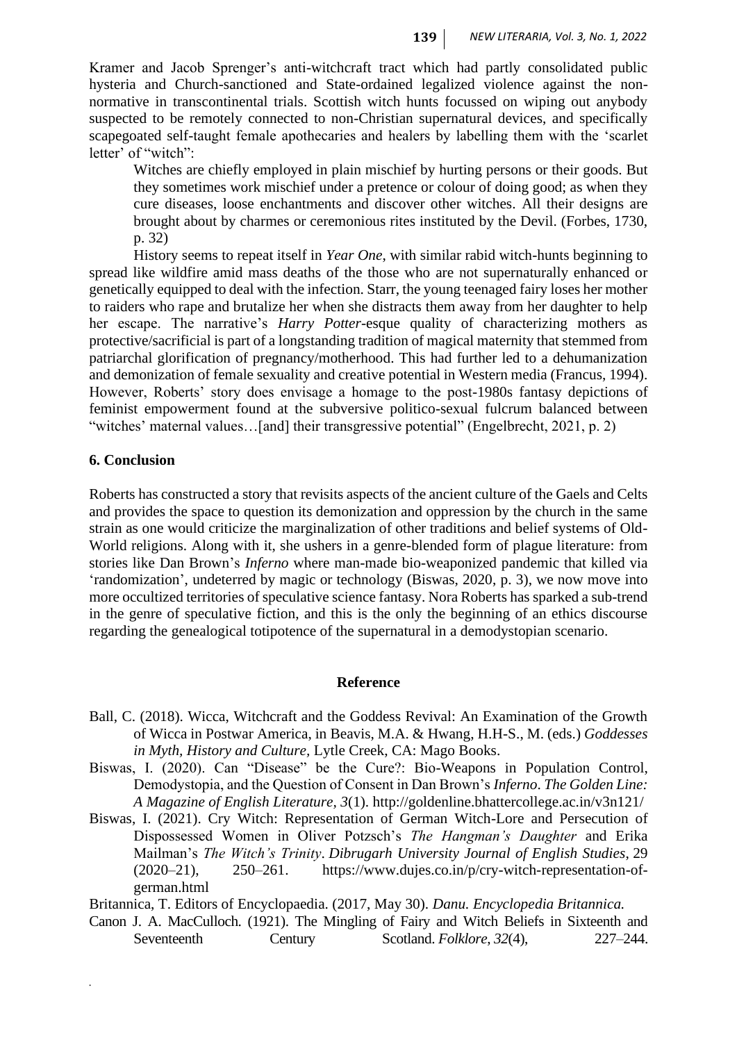Kramer and Jacob Sprenger's anti-witchcraft tract which had partly consolidated public hysteria and Church-sanctioned and State-ordained legalized violence against the non-normative in transcontinental trials. Scottish witch hunts focussed on wiping out anybody suspected to be remotely connected to non-Christian supernatural devices, and specifically scapegoated self-taught female apothecaries and healers by labelling them with the 'scarlet letter' of "witch":

> Witches are chiefly employed in plain mischief by hurting persons or their goods. But they sometimes work mischief under a pretence or colour of doing good; as when they cure diseases, loose enchantments and discover other witches. All their designs are brought about by charmes or ceremonious rites instituted by the Devil. (Forbes, 1730, p. 32)

History seems to repeat itself in *Year One*, with similar rabid witch-hunts beginning to spread like wildfire amid mass deaths of the those who are not supernaturally enhanced or genetically equipped to deal with the infection. Starr, the young teenaged fairy loses her mother to raiders who rape and brutalize her when she distracts them away from her daughter to help her escape. The narrative's *Harry Potter*-esque quality of characterizing mothers as protective/sacrificial is part of a longstanding tradition of magical maternity that stemmed from patriarchal glorification of pregnancy/motherhood. This had further led to a dehumanization and demonization of female sexuality and creative potential in Western media (Francus, 1994). However, Roberts' story does envisage a homage to the post-1980s fantasy depictions of feminist empowerment found at the subversive politico-sexual fulcrum balanced between "witches' maternal values…[and] their transgressive potential" (Engelbrecht, 2021, p. 2)

## 6. Conclusion

Roberts has constructed a story that revisits aspects of the ancient culture of the Gaels and Celts and provides the space to question its demonization and oppression by the church in the same strain as one would criticize the marginalization of other traditions and belief systems of Old-World religions. Along with it, she ushers in a genre-blended form of plague literature: from stories like Dan Brown's *Inferno* where man-made bio-weaponized pandemic that killed via 'randomization', undeterred by magic or technology (Biswas, 2020, p. 3), we now move into more occultized territories of speculative science fantasy. Nora Roberts has sparked a sub-trend in the genre of speculative fiction, and this is the only the beginning of an ethics discourse regarding the genealogical totipotence of the supernatural in a demodystopian scenario.

## Reference

Ball, C. (2018). Wicca, Witchcraft and the Goddess Revival: An Examination of the Growth of Wicca in Postwar America, in Beavis, M.A. & Hwang, H.H-S., M. (eds.) *Goddesses in Myth, History and Culture*, Lytle Creek, CA: Mago Books.

Biswas, I. (2020). Can "Disease" be the Cure?: Bio-Weapons in Population Control, Demodystopia, and the Question of Consent in Dan Brown's *Inferno*. *The Golden Line: A Magazine of English Literature, 3*(1). http://goldenline.bhattercollege.ac.in/v3n121/

Biswas, I. (2021). Cry Witch: Representation of German Witch-Lore and Persecution of Dispossessed Women in Oliver Potzsch's *The Hangman's Daughter* and Erika Mailman's *The Witch's Trinity*. *Dibrugarh University Journal of English Studies*, 29 (2020–21), 250–261. https://www.dujes.co.in/p/cry-witch-representation-of-german.html

Britannica, T. Editors of Encyclopaedia. (2017, May 30). *Danu. Encyclopedia Britannica.*

Canon J. A. MacCulloch. (1921). The Mingling of Fairy and Witch Beliefs in Sixteenth and Seventeenth Century Scotland. *Folklore*, *32*(4), 227–244.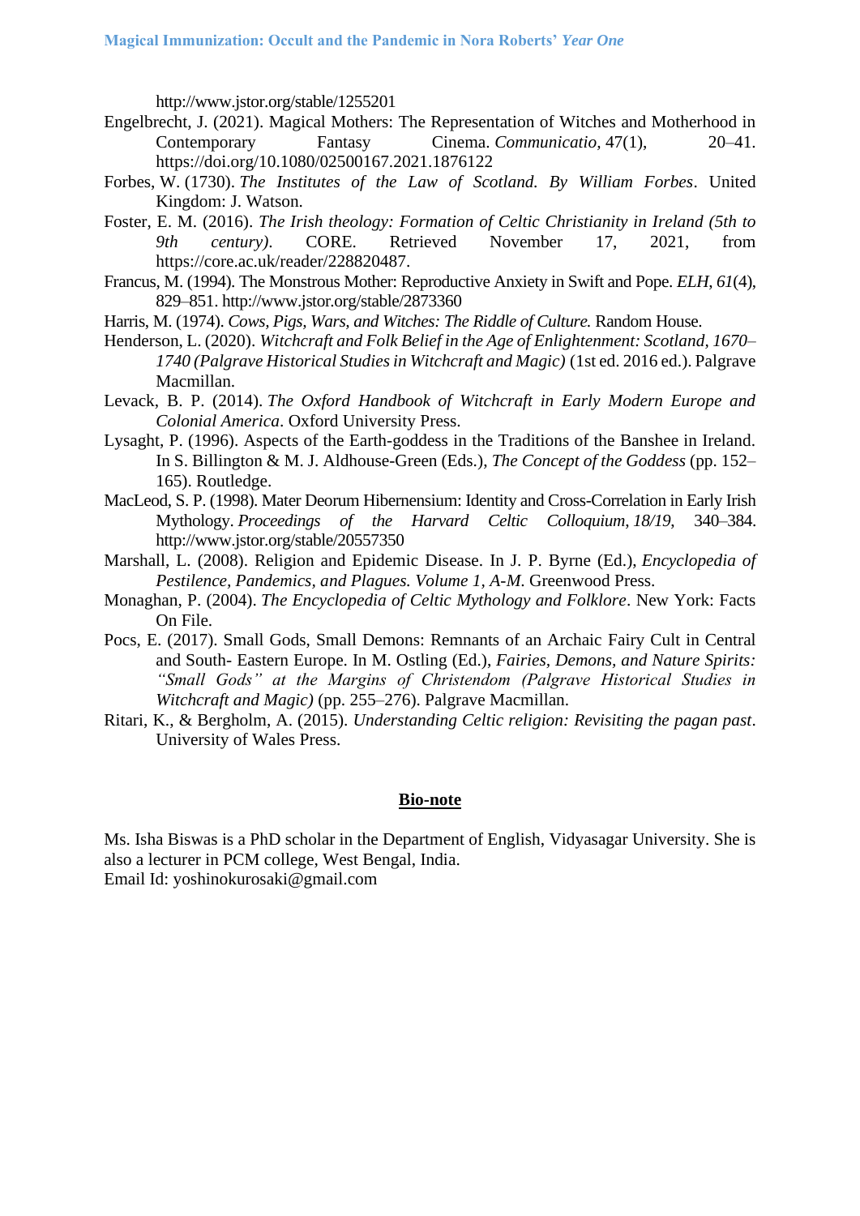http://www.jstor.org/stable/1255201

Engelbrecht, J. (2021). Magical Mothers: The Representation of Witches and Motherhood in Contemporary Fantasy Cinema. *Communicatio*, 47(1), 20–41. https://doi.org/10.1080/02500167.2021.1876122

Forbes, W. (1730). *The Institutes of the Law of Scotland. By William Forbes*. United Kingdom: J. Watson.

Foster, E. M. (2016). *The Irish theology: Formation of Celtic Christianity in Ireland (5th to 9th century)*. CORE. Retrieved November 17, 2021, from https://core.ac.uk/reader/228820487.

Francus, M. (1994). The Monstrous Mother: Reproductive Anxiety in Swift and Pope. *ELH*, *61*(4), 829–851. http://www.jstor.org/stable/2873360

Harris, M. (1974). *Cows, Pigs, Wars, and Witches: The Riddle of Culture.* Random House.

Henderson, L. (2020). *Witchcraft and Folk Belief in the Age of Enlightenment: Scotland, 1670–1740 (Palgrave Historical Studies in Witchcraft and Magic)* (1st ed. 2016 ed.). Palgrave Macmillan.

Levack, B. P. (2014). *The Oxford Handbook of Witchcraft in Early Modern Europe and Colonial America*. Oxford University Press.

Lysaght, P. (1996). Aspects of the Earth-goddess in the Traditions of the Banshee in Ireland. In S. Billington & M. J. Aldhouse-Green (Eds.), *The Concept of the Goddess* (pp. 152–165). Routledge.

MacLeod, S. P. (1998). Mater Deorum Hibernensium: Identity and Cross-Correlation in Early Irish Mythology. *Proceedings of the Harvard Celtic Colloquium*, *18/19*, 340–384. http://www.jstor.org/stable/20557350

Marshall, L. (2008). Religion and Epidemic Disease. In J. P. Byrne (Ed.), *Encyclopedia of Pestilence, Pandemics, and Plagues. Volume 1, A-M.* Greenwood Press.

Monaghan, P. (2004). *The Encyclopedia of Celtic Mythology and Folklore*. New York: Facts On File.

Pocs, E. (2017). Small Gods, Small Demons: Remnants of an Archaic Fairy Cult in Central and South- Eastern Europe. In M. Ostling (Ed.), *Fairies, Demons, and Nature Spirits: "Small Gods" at the Margins of Christendom (Palgrave Historical Studies in Witchcraft and Magic)* (pp. 255–276). Palgrave Macmillan.

Ritari, K., & Bergholm, A. (2015). *Understanding Celtic religion: Revisiting the pagan past*. University of Wales Press.

## Bio-note

Ms. Isha Biswas is a PhD scholar in the Department of English, Vidyasagar University. She is also a lecturer in PCM college, West Bengal, India.
Email Id: yoshinokurosaki@gmail.com